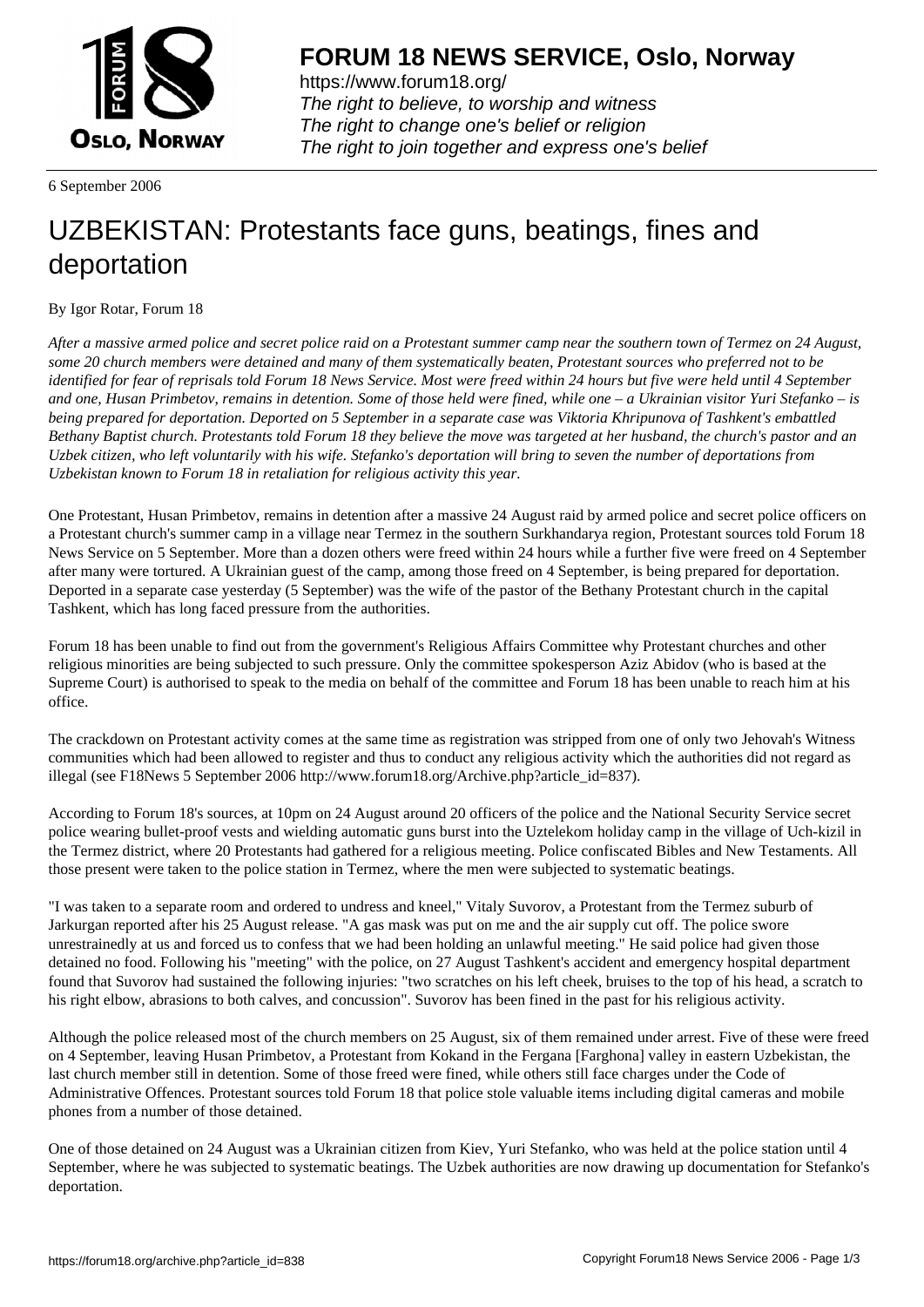6 September 2006

# UZBEKISTAN: Protestants face guns, beatings, fines and deportation

By Igor Rotar, Forum 18

*After a massive armed police and secret police raid on a Protestant summer camp near the southern town of Termez on 24 August, some 20 church members were detained and many of them systematically beaten, Protestant sources who preferred not to be identified for fear of reprisals told Forum 18 News Service. Most were freed within 24 hours but five were held until 4 September and one, Husan Primbetov, remains in detention. Some of those held were fined, while one – a Ukrainian visitor Yuri Stefanko – is being prepared for deportation. Deported on 5 September in a separate case was Viktoria Khripunova of Tashkent's embattled Bethany Baptist church. Protestants told Forum 18 they believe the move was targeted at her husband, the church's pastor and an Uzbek citizen, who left voluntarily with his wife. Stefanko's deportation will bring to seven the number of deportations from Uzbekistan known to Forum 18 in retaliation for religious activity this year.*

One Protestant, Husan Primbetov, remains in detention after a massive 24 August raid by armed police and secret police officers on a Protestant church's summer camp in a village near Termez in the southern Surkhandarya region, Protestant sources told Forum 18 News Service on 5 September. More than a dozen others were freed within 24 hours while a further five were freed on 4 September after many were tortured. A Ukrainian guest of the camp, among those freed on 4 September, is being prepared for deportation. Deported in a separate case yesterday (5 September) was the wife of the pastor of the Bethany Protestant church in the capital Tashkent, which has long faced pressure from the authorities.

Forum 18 has been unable to find out from the government's Religious Affairs Committee why Protestant churches and other religious minorities are being subjected to such pressure. Only the committee spokesperson Aziz Abidov (who is based at the Supreme Court) is authorised to speak to the media on behalf of the committee and Forum 18 has been unable to reach him at his office.

The crackdown on Protestant activity comes at the same time as registration was stripped from one of only two Jehovah's Witness communities which had been allowed to register and thus to conduct any religious activity which the authorities did not regard as illegal (see F18News 5 September 2006 http://www.forum18.org/Archive.php?article_id=837).

According to Forum 18's sources, at 10pm on 24 August around 20 officers of the police and the National Security Service secret police wearing bullet-proof vests and wielding automatic guns burst into the Uztelekom holiday camp in the village of Uch-kizil in the Termez district, where 20 Protestants had gathered for a religious meeting. Police confiscated Bibles and New Testaments. All those present were taken to the police station in Termez, where the men were subjected to systematic beatings.

"I was taken to a separate room and ordered to undress and kneel," Vitaly Suvorov, a Protestant from the Termez suburb of Jarkurgan reported after his 25 August release. "A gas mask was put on me and the air supply cut off. The police swore unrestrainedly at us and forced us to confess that we had been holding an unlawful meeting." He said police had given those detained no food. Following his "meeting" with the police, on 27 August Tashkent's accident and emergency hospital department found that Suvorov had sustained the following injuries: "two scratches on his left cheek, bruises to the top of his head, a scratch to his right elbow, abrasions to both calves, and concussion". Suvorov has been fined in the past for his religious activity.

Although the police released most of the church members on 25 August, six of them remained under arrest. Five of these were freed on 4 September, leaving Husan Primbetov, a Protestant from Kokand in the Fergana [Farghona] valley in eastern Uzbekistan, the last church member still in detention. Some of those freed were fined, while others still face charges under the Code of Administrative Offences. Protestant sources told Forum 18 that police stole valuable items including digital cameras and mobile phones from a number of those detained.

One of those detained on 24 August was a Ukrainian citizen from Kiev, Yuri Stefanko, who was held at the police station until 4 September, where he was subjected to systematic beatings. The Uzbek authorities are now drawing up documentation for Stefanko's deportation.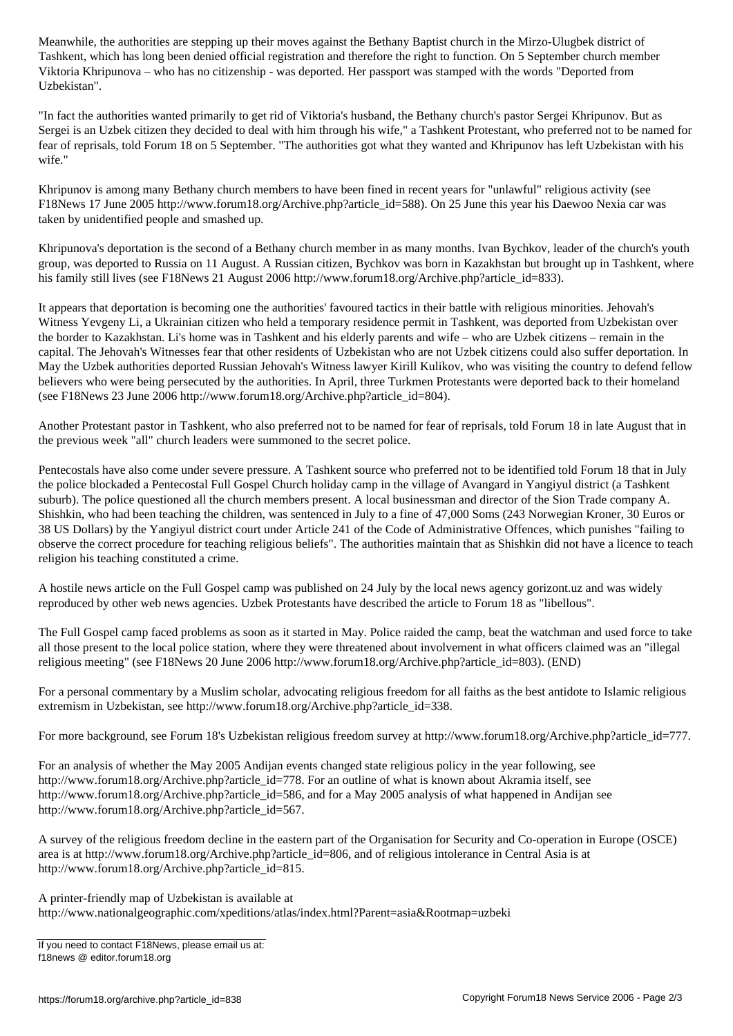Meanwhile, the authorities are stepping up their moves against the Bethany Baptist church in the Mirzo-Ulugbek district of Tashkent, which has long been denied official registration and therefore the right to function. On 5 September church member Viktoria Khripunova – who has no citizenship - was deported. Her passport was stamped with the words "Deported from Uzbekistan".

"In fact the authorities wanted primarily to get rid of Viktoria's husband, the Bethany church's pastor Sergei Khripunov. But as Sergei is an Uzbek citizen they decided to deal with him through his wife," a Tashkent Protestant, who preferred not to be named for fear of reprisals, told Forum 18 on 5 September. "The authorities got what they wanted and Khripunov has left Uzbekistan with his wife."

Khripunov is among many Bethany church members to have been fined in recent years for "unlawful" religious activity (see F18News 17 June 2005 http://www.forum18.org/Archive.php?article_id=588). On 25 June this year his Daewoo Nexia car was taken by unidentified people and smashed up.

Khripunova's deportation is the second of a Bethany church member in as many months. Ivan Bychkov, leader of the church's youth group, was deported to Russia on 11 August. A Russian citizen, Bychkov was born in Kazakhstan but brought up in Tashkent, where his family still lives (see F18News 21 August 2006 http://www.forum18.org/Archive.php?article_id=833).

It appears that deportation is becoming one the authorities' favoured tactics in their battle with religious minorities. Jehovah's Witness Yevgeny Li, a Ukrainian citizen who held a temporary residence permit in Tashkent, was deported from Uzbekistan over the border to Kazakhstan. Li's home was in Tashkent and his elderly parents and wife – who are Uzbek citizens – remain in the capital. The Jehovah's Witnesses fear that other residents of Uzbekistan who are not Uzbek citizens could also suffer deportation. In May the Uzbek authorities deported Russian Jehovah's Witness lawyer Kirill Kulikov, who was visiting the country to defend fellow believers who were being persecuted by the authorities. In April, three Turkmen Protestants were deported back to their homeland (see F18News 23 June 2006 http://www.forum18.org/Archive.php?article_id=804).

Another Protestant pastor in Tashkent, who also preferred not to be named for fear of reprisals, told Forum 18 in late August that in the previous week "all" church leaders were summoned to the secret police.

Pentecostals have also come under severe pressure. A Tashkent source who preferred not to be identified told Forum 18 that in July the police blockaded a Pentecostal Full Gospel Church holiday camp in the village of Avangard in Yangiyul district (a Tashkent suburb). The police questioned all the church members present. A local businessman and director of the Sion Trade company A. Shishkin, who had been teaching the children, was sentenced in July to a fine of 47,000 Soms (243 Norwegian Kroner, 30 Euros or 38 US Dollars) by the Yangiyul district court under Article 241 of the Code of Administrative Offences, which punishes "failing to observe the correct procedure for teaching religious beliefs". The authorities maintain that as Shishkin did not have a licence to teach religion his teaching constituted a crime.

A hostile news article on the Full Gospel camp was published on 24 July by the local news agency gorizont.uz and was widely reproduced by other web news agencies. Uzbek Protestants have described the article to Forum 18 as "libellous".

The Full Gospel camp faced problems as soon as it started in May. Police raided the camp, beat the watchman and used force to take all those present to the local police station, where they were threatened about involvement in what officers claimed was an "illegal religious meeting" (see F18News 20 June 2006 http://www.forum18.org/Archive.php?article_id=803). (END)

For a personal commentary by a Muslim scholar, advocating religious freedom for all faiths as the best antidote to Islamic religious extremism in Uzbekistan, see http://www.forum18.org/Archive.php?article_id=338.

For more background, see Forum 18's Uzbekistan religious freedom survey at http://www.forum18.org/Archive.php?article_id=777.

For an analysis of whether the May 2005 Andijan events changed state religious policy in the year following, see http://www.forum18.org/Archive.php?article_id=778. For an outline of what is known about Akramia itself, see http://www.forum18.org/Archive.php?article_id=586, and for a May 2005 analysis of what happened in Andijan see http://www.forum18.org/Archive.php?article_id=567.

A survey of the religious freedom decline in the eastern part of the Organisation for Security and Co-operation in Europe (OSCE) area is at http://www.forum18.org/Archive.php?article_id=806, and of religious intolerance in Central Asia is at http://www.forum18.org/Archive.php?article_id=815.

A printer-friendly map of Uzbekistan is available at
http://www.nationalgeographic.com/xpeditions/atlas/index.html?Parent=asia&Rootmap=uzbeki

If you need to contact F18News, please email us at:
f18news @ editor.forum18.org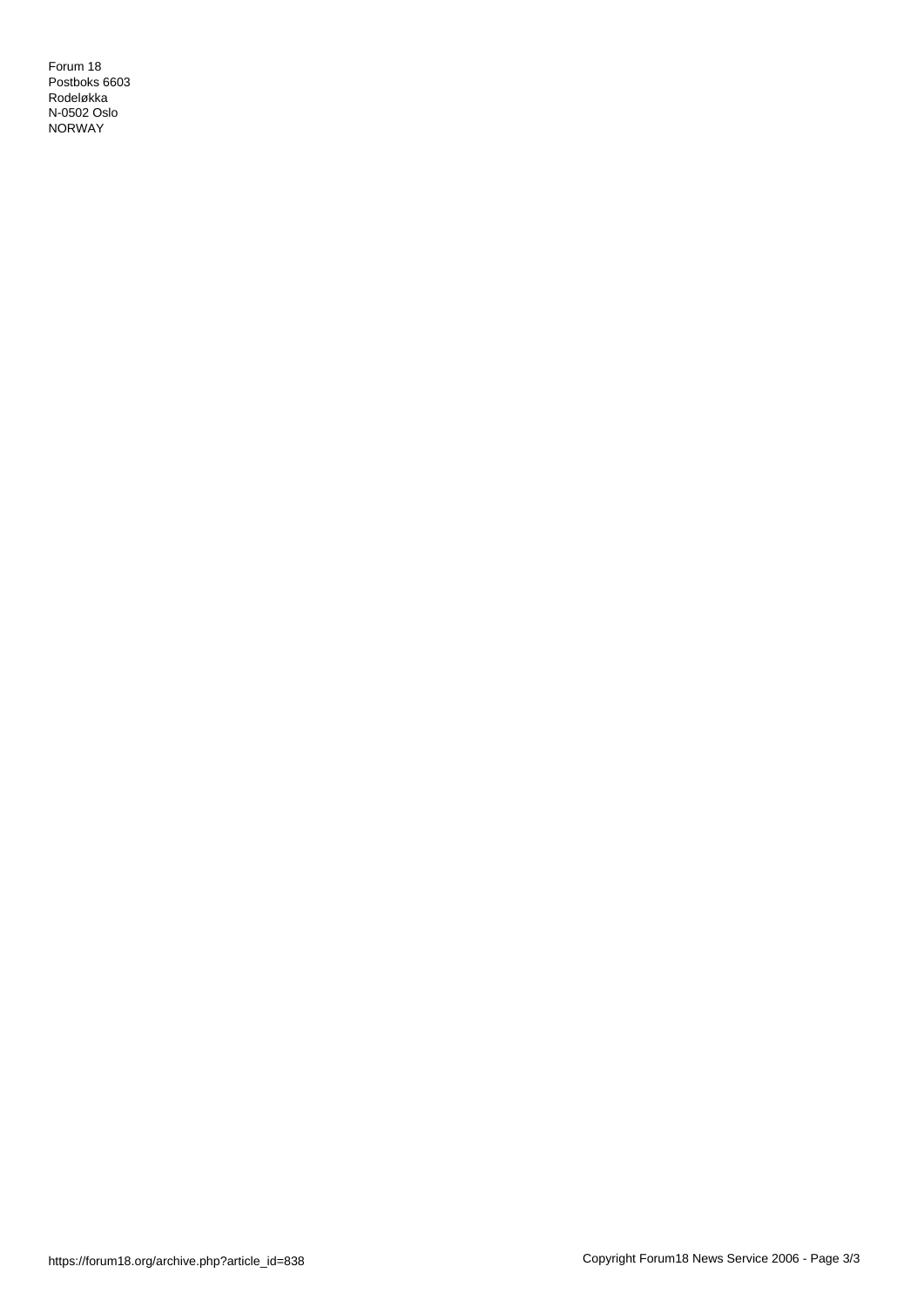Forum 18
Postboks 6603
Rodeløkka
N-0502 Oslo
NORWAY